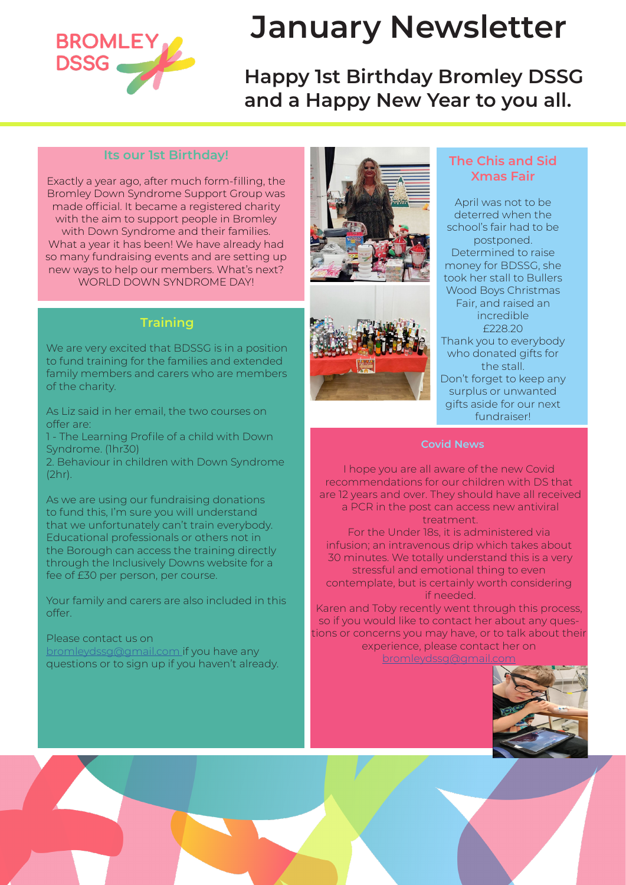# January Newsletter

## Happy 1st Birthday Bromley DSSG and a Happy New Year to you all.

### Its our 1st Birthday!

Exactly a year ago, after much form-filling, the Bromley Down Syndrome Support Group was made official. It became a registered charity with the aim to support people in Bromley with Down Syndrome and their families. What a year it has been! We have already had so many fundraising events and are setting up new ways to help our members. What's next? WORLD DOWN SYNDROME DAY!

### Training

We are very excited that BDSSG is in a position to fund training for the families and extended family members and carers who are members of the charity.

As Liz said in her email, the two courses on offer are:

1 - The Learning Profile of a child with Down Syndrome. (1hr30)

2. Behaviour in children with Down Syndrome (2hr).

As we are using our fundraising donations to fund this, I'm sure you will understand that we unfortunately can't train everybody. Educational professionals or others not in the Borough can access the training directly through the Inclusively Downs website for a fee of £30 per person, per course.

Your family and carers are also included in this offer.

Please contact us on bromleydssg@gmail.com if you have any questions or to sign up if you haven't already.

### The Chis and Sid Xmas Fair

April was not to be deterred when the school's fair had to be postponed. Determined to raise money for BDSSG, she took her stall to Bullers Wood Boys Christmas Fair, and raised an incredible £228.20

Thank you to everybody who donated gifts for the stall.

Don't forget to keep any surplus or unwanted gifts aside for our next fundraiser!

### Covid News

I hope you are all aware of the new Covid recommendations for our children with DS that are 12 years and over. They should have all received a PCR in the post can access new antiviral treatment.

For the Under 18s, it is administered via infusion; an intravenous drip which takes about 30 minutes. We totally understand this is a very stressful and emotional thing to even contemplate, but is certainly worth considering if needed.

Karen and Toby recently went through this process, so if you would like to contact her about any questions or concerns you may have, or to talk about their experience, please contact her on bromleydssg@gmail.com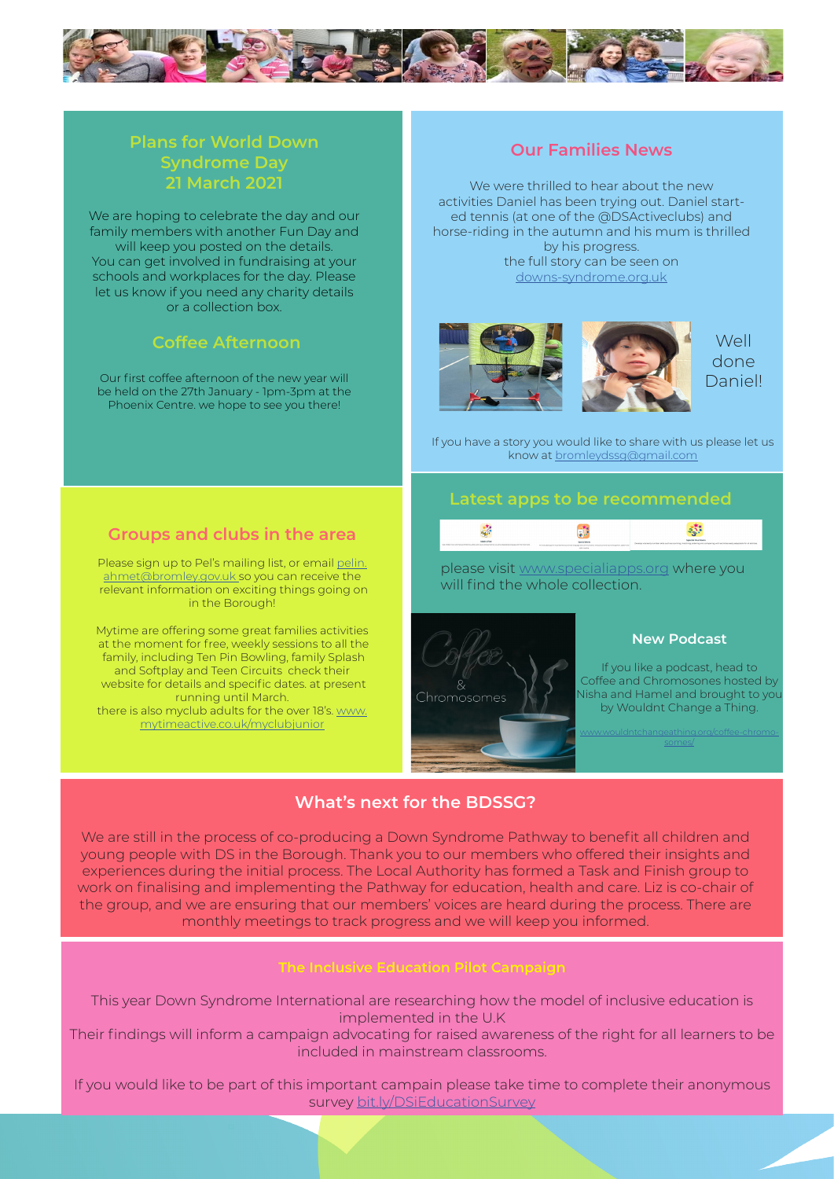## Plans for World Down Syndrome Day 21 March 2021

We are hoping to celebrate the day and our family members with another Fun Day and will keep you posted on the details. You can get involved in fundraising at your schools and workplaces for the day. Please let us know if you need any charity details or a collection box.

## Coffee Afternoon

Our first coffee afternoon of the new year will be held on the 27th January - 1pm-3pm at the Phoenix Centre. we hope to see you there!

## Our Families News

We were thrilled to hear about the new activities Daniel has been trying out. Daniel started tennis (at one of the @DSActiveclubs) and horse-riding in the autumn and his mum is thrilled by his progress.
the full story can be seen on downs-syndrome.org.uk

Well done Daniel!

If you have a story you would like to share with us please let us know at bromleydssg@gmail.com

## Groups and clubs in the area

Please sign up to Pel's mailing list, or email pelin.ahmet@bromley.gov.uk so you can receive the relevant information on exciting things going on in the Borough!

Mytime are offering some great families activities at the moment for free, weekly sessions to all the family, including Ten Pin Bowling, family Splash and Softplay and Teen Circuits check their website for details and specific dates. at present running until March.
there is also myclub adults for the over 18's. www.mytimeactive.co.uk/myclubjunior

## Latest apps to be recommended

please visit www.specialiapps.org where you will find the whole collection.

## New Podcast

If you like a podcast, head to Coffee and Chromosones hosted by Nisha and Hamel and brought to you by Wouldnt Change a Thing.

www.wouldntchangeathing.org/coffee-chromosomes/

## What's next for the BDSSG?

We are still in the process of co-producing a Down Syndrome Pathway to benefit all children and young people with DS in the Borough. Thank you to our members who offered their insights and experiences during the initial process. The Local Authority has formed a Task and Finish group to work on finalising and implementing the Pathway for education, health and care. Liz is co-chair of the group, and we are ensuring that our members' voices are heard during the process. There are monthly meetings to track progress and we will keep you informed.

## The Inclusive Education Pilot Campaign

This year Down Syndrome International are researching how the model of inclusive education is implemented in the U.K
Their findings will inform a campaign advocating for raised awareness of the right for all learners to be included in mainstream classrooms.

If you would like to be part of this important campain please take time to complete their anonymous survey bit.ly/DSiEducationSurvey